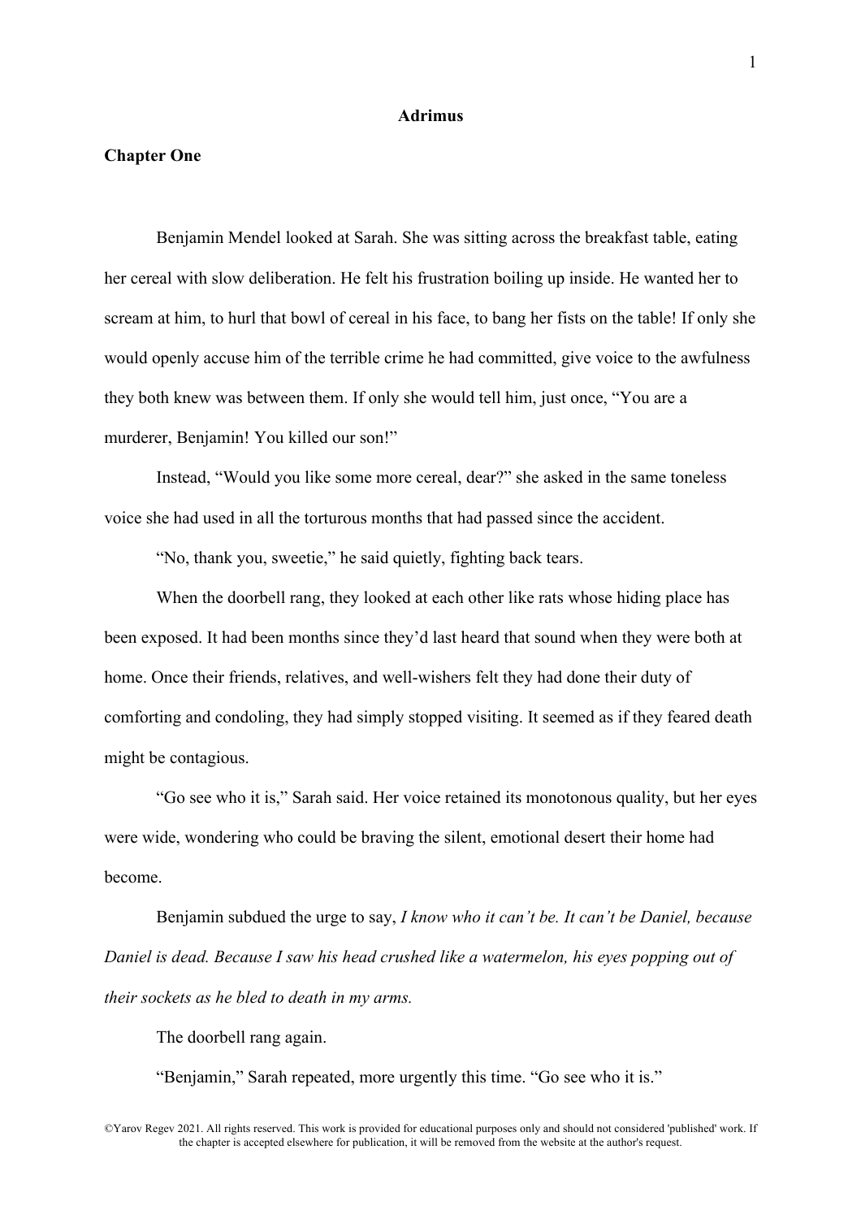# Adrimus

## Chapter One

Benjamin Mendel looked at Sarah. She was sitting across the breakfast table, eating her cereal with slow deliberation. He felt his frustration boiling up inside. He wanted her to scream at him, to hurl that bowl of cereal in his face, to bang her fists on the table! If only she would openly accuse him of the terrible crime he had committed, give voice to the awfulness they both knew was between them. If only she would tell him, just once, "You are a murderer, Benjamin! You killed our son!"

Instead, "Would you like some more cereal, dear?" she asked in the same toneless voice she had used in all the torturous months that had passed since the accident.

"No, thank you, sweetie," he said quietly, fighting back tears.

When the doorbell rang, they looked at each other like rats whose hiding place has been exposed. It had been months since they'd last heard that sound when they were both at home. Once their friends, relatives, and well-wishers felt they had done their duty of comforting and condoling, they had simply stopped visiting. It seemed as if they feared death might be contagious.

"Go see who it is," Sarah said. Her voice retained its monotonous quality, but her eyes were wide, wondering who could be braving the silent, emotional desert their home had become.

Benjamin subdued the urge to say, *I know who it can't be. It can't be Daniel, because Daniel is dead. Because I saw his head crushed like a watermelon, his eyes popping out of their sockets as he bled to death in my arms.*

The doorbell rang again.

"Benjamin," Sarah repeated, more urgently this time. "Go see who it is."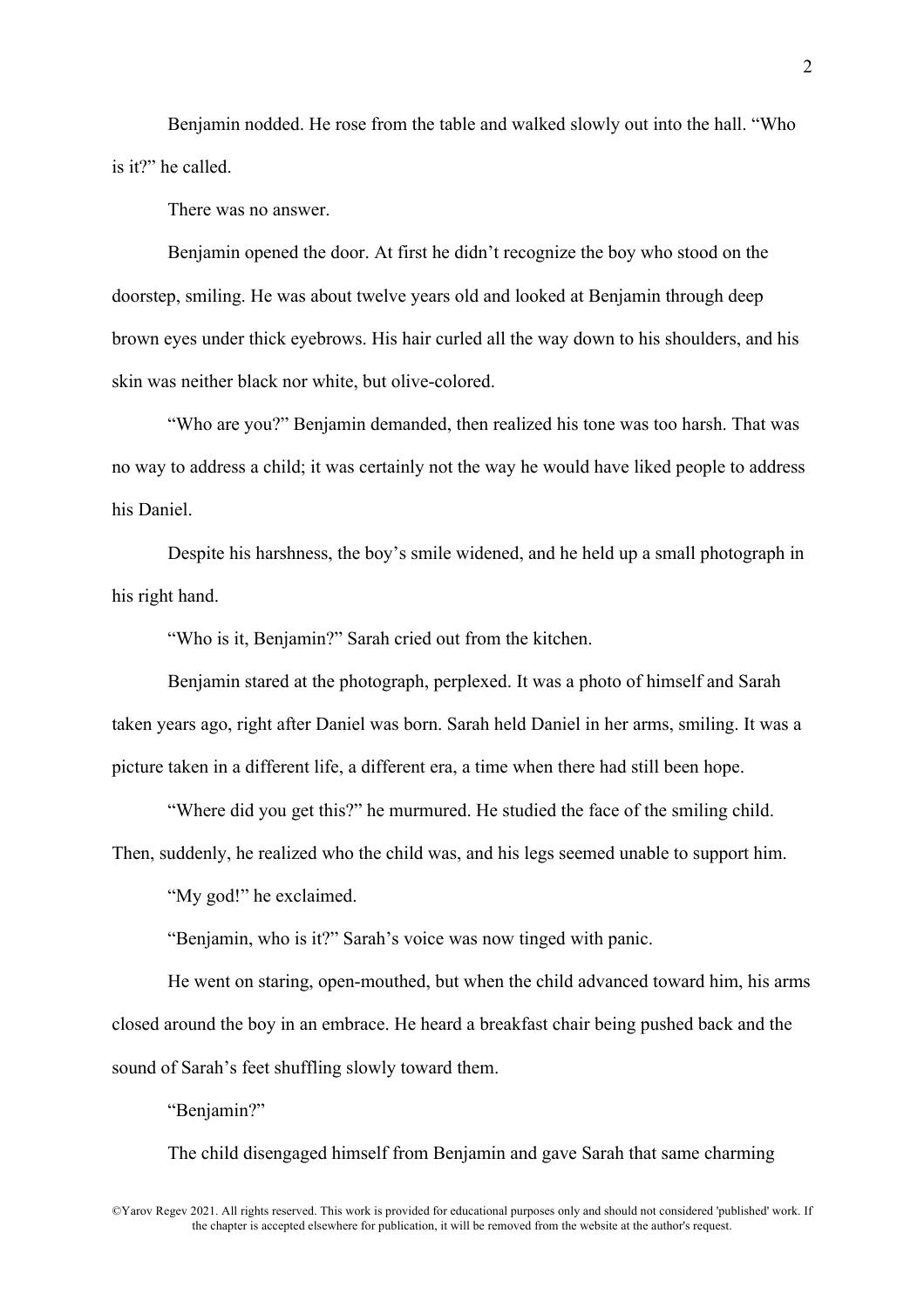Benjamin nodded. He rose from the table and walked slowly out into the hall. “Who is it?” he called.

There was no answer.

Benjamin opened the door. At first he didn’t recognize the boy who stood on the doorstep, smiling. He was about twelve years old and looked at Benjamin through deep brown eyes under thick eyebrows. His hair curled all the way down to his shoulders, and his skin was neither black nor white, but olive-colored.

“Who are you?” Benjamin demanded, then realized his tone was too harsh. That was no way to address a child; it was certainly not the way he would have liked people to address his Daniel.

Despite his harshness, the boy’s smile widened, and he held up a small photograph in his right hand.

“Who is it, Benjamin?” Sarah cried out from the kitchen.

Benjamin stared at the photograph, perplexed. It was a photo of himself and Sarah taken years ago, right after Daniel was born. Sarah held Daniel in her arms, smiling. It was a picture taken in a different life, a different era, a time when there had still been hope.

“Where did you get this?” he murmured. He studied the face of the smiling child. Then, suddenly, he realized who the child was, and his legs seemed unable to support him.

“My god!” he exclaimed.

“Benjamin, who is it?” Sarah’s voice was now tinged with panic.

He went on staring, open-mouthed, but when the child advanced toward him, his arms closed around the boy in an embrace. He heard a breakfast chair being pushed back and the sound of Sarah’s feet shuffling slowly toward them.

“Benjamin?”

The child disengaged himself from Benjamin and gave Sarah that same charming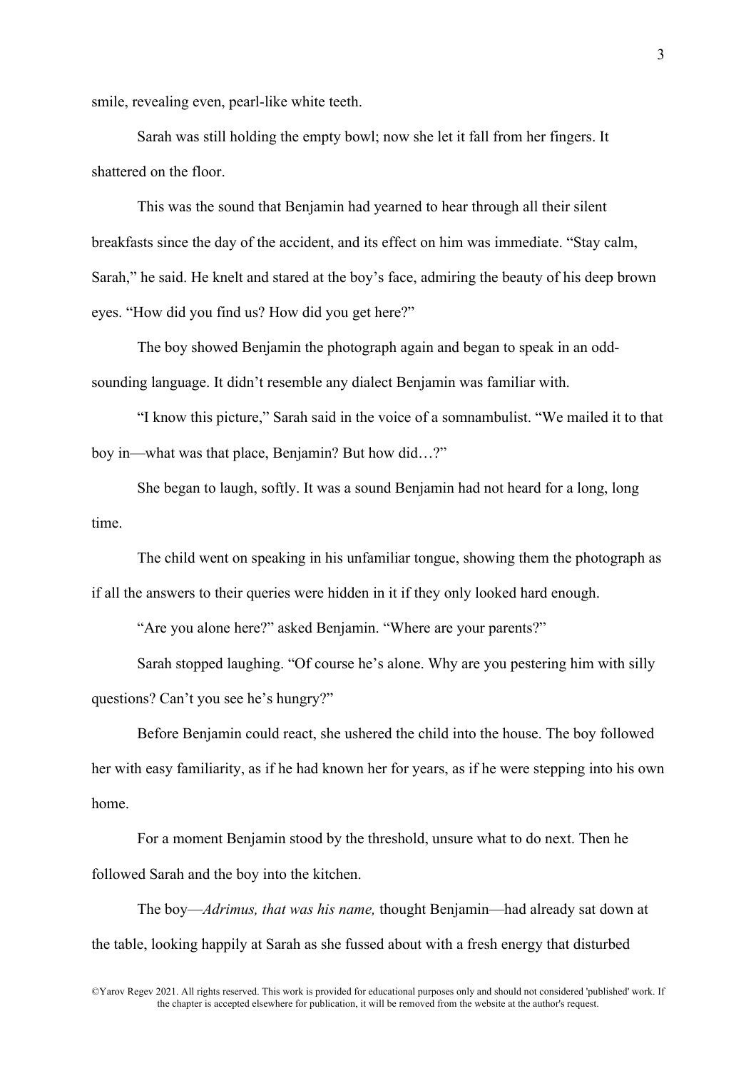smile, revealing even, pearl-like white teeth.

Sarah was still holding the empty bowl; now she let it fall from her fingers. It shattered on the floor.

This was the sound that Benjamin had yearned to hear through all their silent breakfasts since the day of the accident, and its effect on him was immediate. "Stay calm, Sarah," he said. He knelt and stared at the boy's face, admiring the beauty of his deep brown eyes. "How did you find us? How did you get here?"

The boy showed Benjamin the photograph again and began to speak in an odd-sounding language. It didn't resemble any dialect Benjamin was familiar with.

"I know this picture," Sarah said in the voice of a somnambulist. "We mailed it to that boy in—what was that place, Benjamin? But how did…?"

She began to laugh, softly. It was a sound Benjamin had not heard for a long, long time.

The child went on speaking in his unfamiliar tongue, showing them the photograph as if all the answers to their queries were hidden in it if they only looked hard enough.

"Are you alone here?" asked Benjamin. "Where are your parents?"

Sarah stopped laughing. "Of course he's alone. Why are you pestering him with silly questions? Can't you see he's hungry?"

Before Benjamin could react, she ushered the child into the house. The boy followed her with easy familiarity, as if he had known her for years, as if he were stepping into his own home.

For a moment Benjamin stood by the threshold, unsure what to do next. Then he followed Sarah and the boy into the kitchen.

The boy—*Adrimus, that was his name,* thought Benjamin—had already sat down at the table, looking happily at Sarah as she fussed about with a fresh energy that disturbed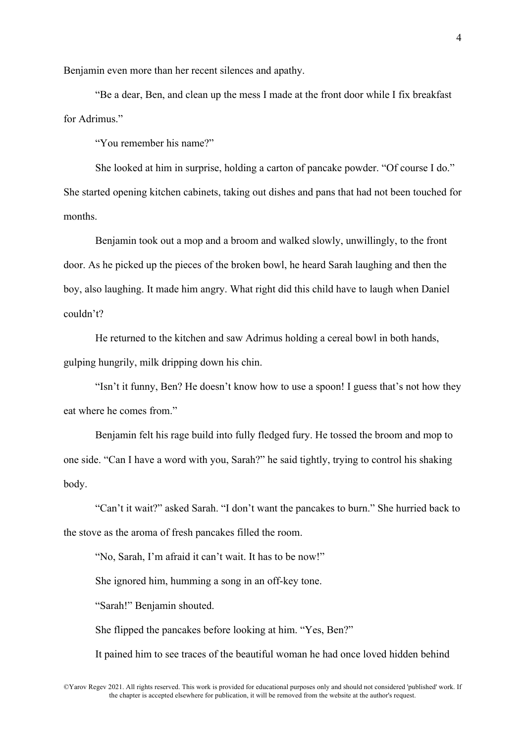Benjamin even more than her recent silences and apathy.

"Be a dear, Ben, and clean up the mess I made at the front door while I fix breakfast for Adrimus."

"You remember his name?"

She looked at him in surprise, holding a carton of pancake powder. "Of course I do." She started opening kitchen cabinets, taking out dishes and pans that had not been touched for months.

Benjamin took out a mop and a broom and walked slowly, unwillingly, to the front door. As he picked up the pieces of the broken bowl, he heard Sarah laughing and then the boy, also laughing. It made him angry. What right did this child have to laugh when Daniel couldn't?

He returned to the kitchen and saw Adrimus holding a cereal bowl in both hands, gulping hungrily, milk dripping down his chin.

"Isn't it funny, Ben? He doesn't know how to use a spoon! I guess that's not how they eat where he comes from."

Benjamin felt his rage build into fully fledged fury. He tossed the broom and mop to one side. "Can I have a word with you, Sarah?" he said tightly, trying to control his shaking body.

"Can't it wait?" asked Sarah. "I don't want the pancakes to burn." She hurried back to the stove as the aroma of fresh pancakes filled the room.

"No, Sarah, I'm afraid it can't wait. It has to be now!"

She ignored him, humming a song in an off-key tone.

"Sarah!" Benjamin shouted.

She flipped the pancakes before looking at him. "Yes, Ben?"

It pained him to see traces of the beautiful woman he had once loved hidden behind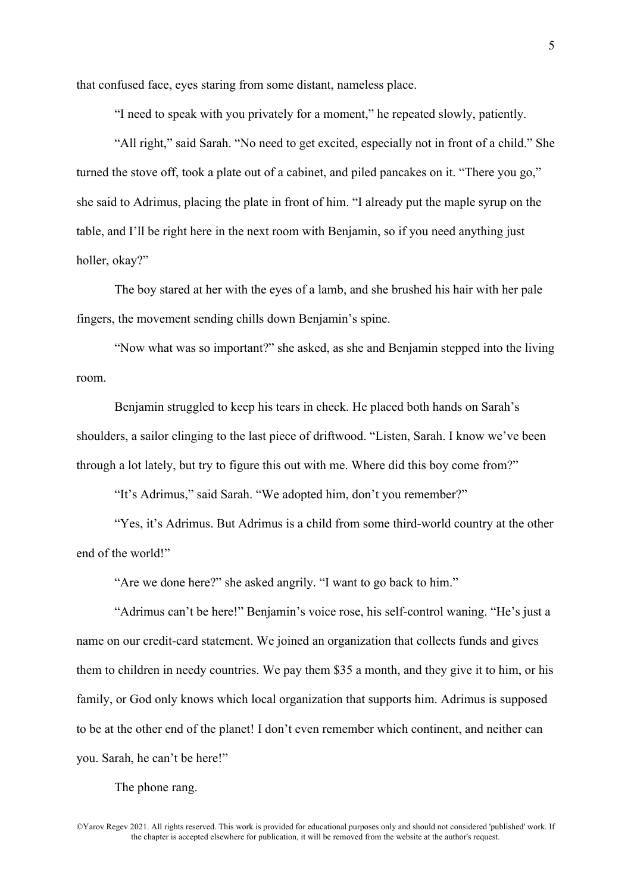that confused face, eyes staring from some distant, nameless place.

"I need to speak with you privately for a moment," he repeated slowly, patiently.

"All right," said Sarah. "No need to get excited, especially not in front of a child." She turned the stove off, took a plate out of a cabinet, and piled pancakes on it. "There you go," she said to Adrimus, placing the plate in front of him. "I already put the maple syrup on the table, and I'll be right here in the next room with Benjamin, so if you need anything just holler, okay?"

The boy stared at her with the eyes of a lamb, and she brushed his hair with her pale fingers, the movement sending chills down Benjamin's spine.

"Now what was so important?" she asked, as she and Benjamin stepped into the living room.

Benjamin struggled to keep his tears in check. He placed both hands on Sarah's shoulders, a sailor clinging to the last piece of driftwood. "Listen, Sarah. I know we've been through a lot lately, but try to figure this out with me. Where did this boy come from?"

"It's Adrimus," said Sarah. "We adopted him, don't you remember?"

"Yes, it's Adrimus. But Adrimus is a child from some third-world country at the other end of the world!"

"Are we done here?" she asked angrily. "I want to go back to him."

"Adrimus can't be here!" Benjamin's voice rose, his self-control waning. "He's just a name on our credit-card statement. We joined an organization that collects funds and gives them to children in needy countries. We pay them $35 a month, and they give it to him, or his family, or God only knows which local organization that supports him. Adrimus is supposed to be at the other end of the planet! I don't even remember which continent, and neither can you. Sarah, he can't be here!"

The phone rang.

©Yarov Regev 2021. All rights reserved. This work is provided for educational purposes only and should not considered 'published' work. If the chapter is accepted elsewhere for publication, it will be removed from the website at the author's request.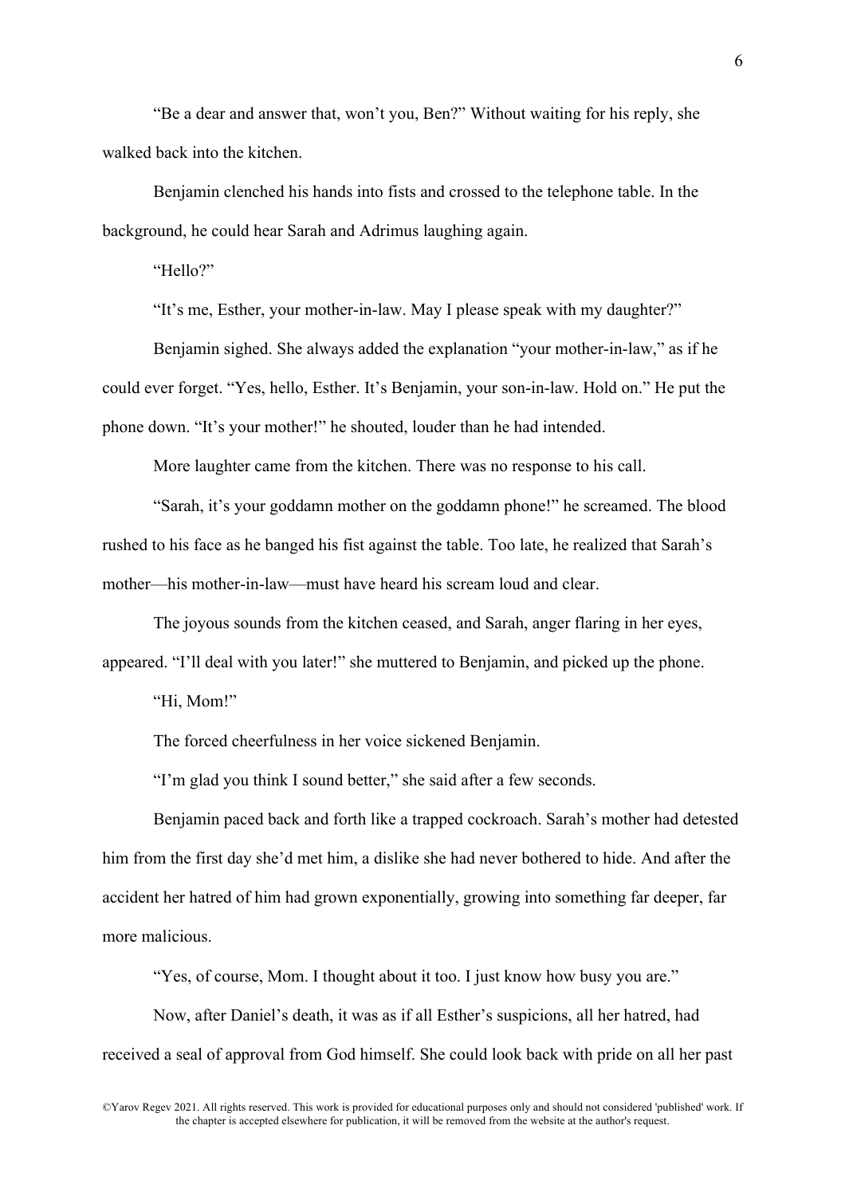"Be a dear and answer that, won't you, Ben?" Without waiting for his reply, she walked back into the kitchen.

Benjamin clenched his hands into fists and crossed to the telephone table. In the background, he could hear Sarah and Adrimus laughing again.

"Hello?"

"It's me, Esther, your mother-in-law. May I please speak with my daughter?"

Benjamin sighed. She always added the explanation "your mother-in-law," as if he could ever forget. "Yes, hello, Esther. It's Benjamin, your son-in-law. Hold on." He put the phone down. "It's your mother!" he shouted, louder than he had intended.

More laughter came from the kitchen. There was no response to his call.

"Sarah, it's your goddamn mother on the goddamn phone!" he screamed. The blood rushed to his face as he banged his fist against the table. Too late, he realized that Sarah's mother—his mother-in-law—must have heard his scream loud and clear.

The joyous sounds from the kitchen ceased, and Sarah, anger flaring in her eyes, appeared. "I'll deal with you later!" she muttered to Benjamin, and picked up the phone.

"Hi, Mom!"

The forced cheerfulness in her voice sickened Benjamin.

"I'm glad you think I sound better," she said after a few seconds.

Benjamin paced back and forth like a trapped cockroach. Sarah's mother had detested him from the first day she'd met him, a dislike she had never bothered to hide. And after the accident her hatred of him had grown exponentially, growing into something far deeper, far more malicious.

"Yes, of course, Mom. I thought about it too. I just know how busy you are."

Now, after Daniel's death, it was as if all Esther's suspicions, all her hatred, had received a seal of approval from God himself. She could look back with pride on all her past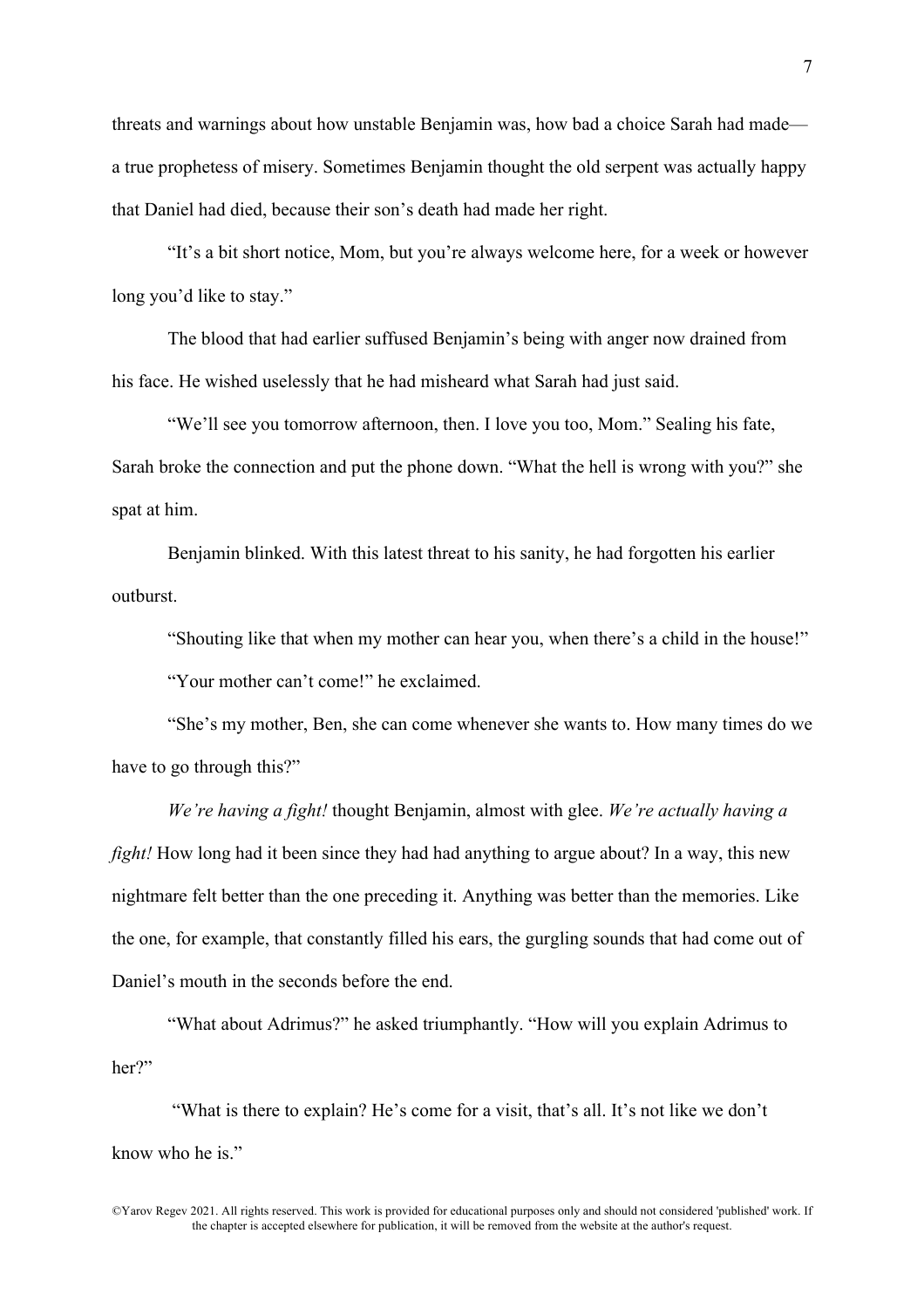threats and warnings about how unstable Benjamin was, how bad a choice Sarah had made—a true prophetess of misery. Sometimes Benjamin thought the old serpent was actually happy that Daniel had died, because their son's death had made her right.

"It's a bit short notice, Mom, but you're always welcome here, for a week or however long you'd like to stay."

The blood that had earlier suffused Benjamin's being with anger now drained from his face. He wished uselessly that he had misheard what Sarah had just said.

"We'll see you tomorrow afternoon, then. I love you too, Mom." Sealing his fate, Sarah broke the connection and put the phone down. "What the hell is wrong with you?" she spat at him.

Benjamin blinked. With this latest threat to his sanity, he had forgotten his earlier outburst.

"Shouting like that when my mother can hear you, when there's a child in the house!"

"Your mother can't come!" he exclaimed.

"She's my mother, Ben, she can come whenever she wants to. How many times do we have to go through this?"

*We're having a fight!* thought Benjamin, almost with glee. *We're actually having a fight!* How long had it been since they had had anything to argue about? In a way, this new nightmare felt better than the one preceding it. Anything was better than the memories. Like the one, for example, that constantly filled his ears, the gurgling sounds that had come out of Daniel's mouth in the seconds before the end.

"What about Adrimus?" he asked triumphantly. "How will you explain Adrimus to her?"

"What is there to explain? He's come for a visit, that's all. It's not like we don't know who he is."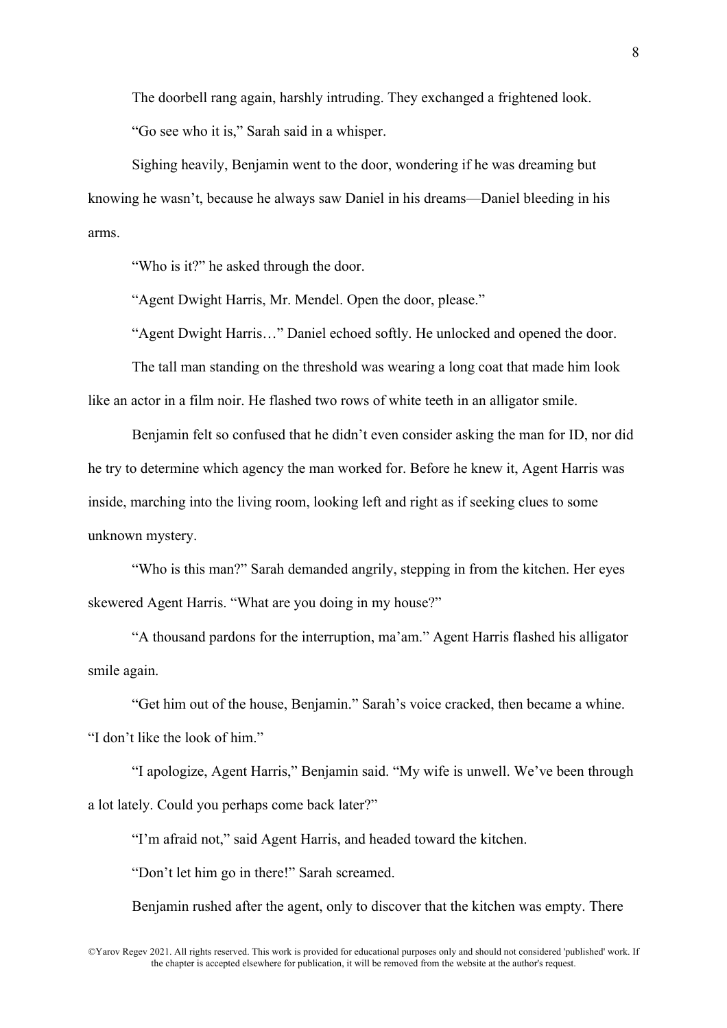The doorbell rang again, harshly intruding. They exchanged a frightened look.

"Go see who it is," Sarah said in a whisper.

Sighing heavily, Benjamin went to the door, wondering if he was dreaming but knowing he wasn't, because he always saw Daniel in his dreams—Daniel bleeding in his arms.

"Who is it?" he asked through the door.

"Agent Dwight Harris, Mr. Mendel. Open the door, please."

"Agent Dwight Harris…" Daniel echoed softly. He unlocked and opened the door.

The tall man standing on the threshold was wearing a long coat that made him look like an actor in a film noir. He flashed two rows of white teeth in an alligator smile.

Benjamin felt so confused that he didn't even consider asking the man for ID, nor did he try to determine which agency the man worked for. Before he knew it, Agent Harris was inside, marching into the living room, looking left and right as if seeking clues to some unknown mystery.

"Who is this man?" Sarah demanded angrily, stepping in from the kitchen. Her eyes skewered Agent Harris. "What are you doing in my house?"

"A thousand pardons for the interruption, ma'am." Agent Harris flashed his alligator smile again.

"Get him out of the house, Benjamin." Sarah's voice cracked, then became a whine. "I don't like the look of him."

"I apologize, Agent Harris," Benjamin said. "My wife is unwell. We've been through a lot lately. Could you perhaps come back later?"

"I'm afraid not," said Agent Harris, and headed toward the kitchen.

"Don't let him go in there!" Sarah screamed.

Benjamin rushed after the agent, only to discover that the kitchen was empty. There

©Yarov Regev 2021. All rights reserved. This work is provided for educational purposes only and should not considered 'published' work. If the chapter is accepted elsewhere for publication, it will be removed from the website at the author's request.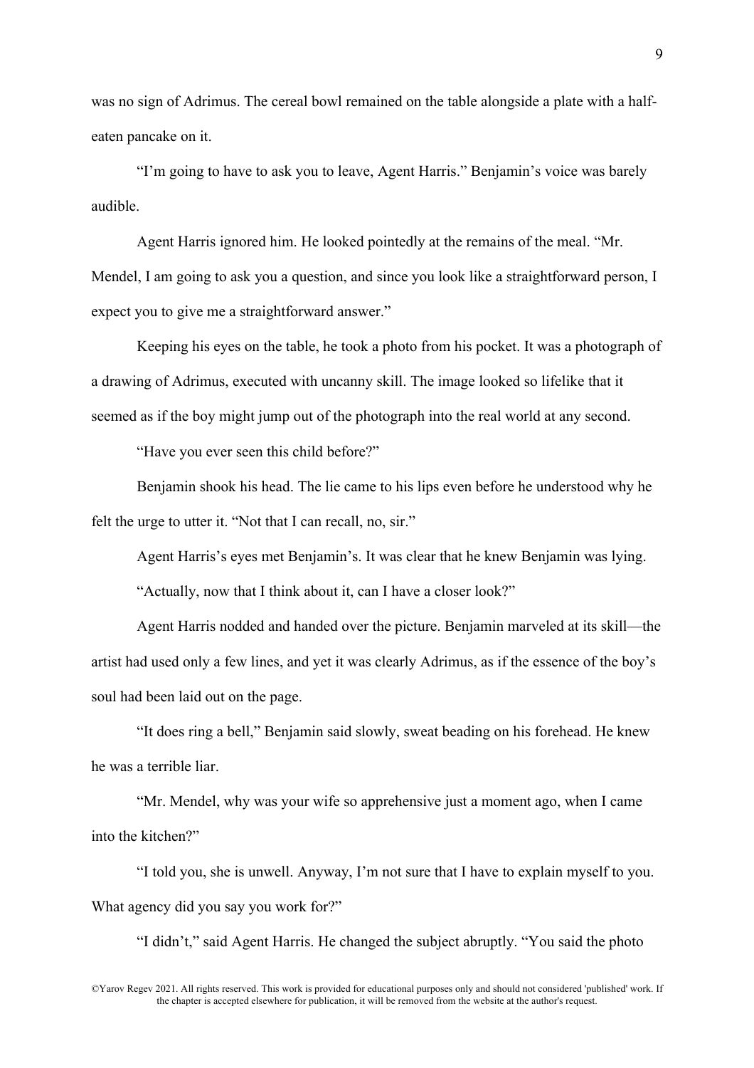was no sign of Adrimus. The cereal bowl remained on the table alongside a plate with a half-eaten pancake on it.

"I'm going to have to ask you to leave, Agent Harris." Benjamin's voice was barely audible.

Agent Harris ignored him. He looked pointedly at the remains of the meal. "Mr. Mendel, I am going to ask you a question, and since you look like a straightforward person, I expect you to give me a straightforward answer."

Keeping his eyes on the table, he took a photo from his pocket. It was a photograph of a drawing of Adrimus, executed with uncanny skill. The image looked so lifelike that it seemed as if the boy might jump out of the photograph into the real world at any second.

"Have you ever seen this child before?"

Benjamin shook his head. The lie came to his lips even before he understood why he felt the urge to utter it. "Not that I can recall, no, sir."

Agent Harris's eyes met Benjamin's. It was clear that he knew Benjamin was lying.

"Actually, now that I think about it, can I have a closer look?"

Agent Harris nodded and handed over the picture. Benjamin marveled at its skill—the artist had used only a few lines, and yet it was clearly Adrimus, as if the essence of the boy's soul had been laid out on the page.

"It does ring a bell," Benjamin said slowly, sweat beading on his forehead. He knew he was a terrible liar.

"Mr. Mendel, why was your wife so apprehensive just a moment ago, when I came into the kitchen?"

"I told you, she is unwell. Anyway, I'm not sure that I have to explain myself to you. What agency did you say you work for?"

"I didn't," said Agent Harris. He changed the subject abruptly. "You said the photo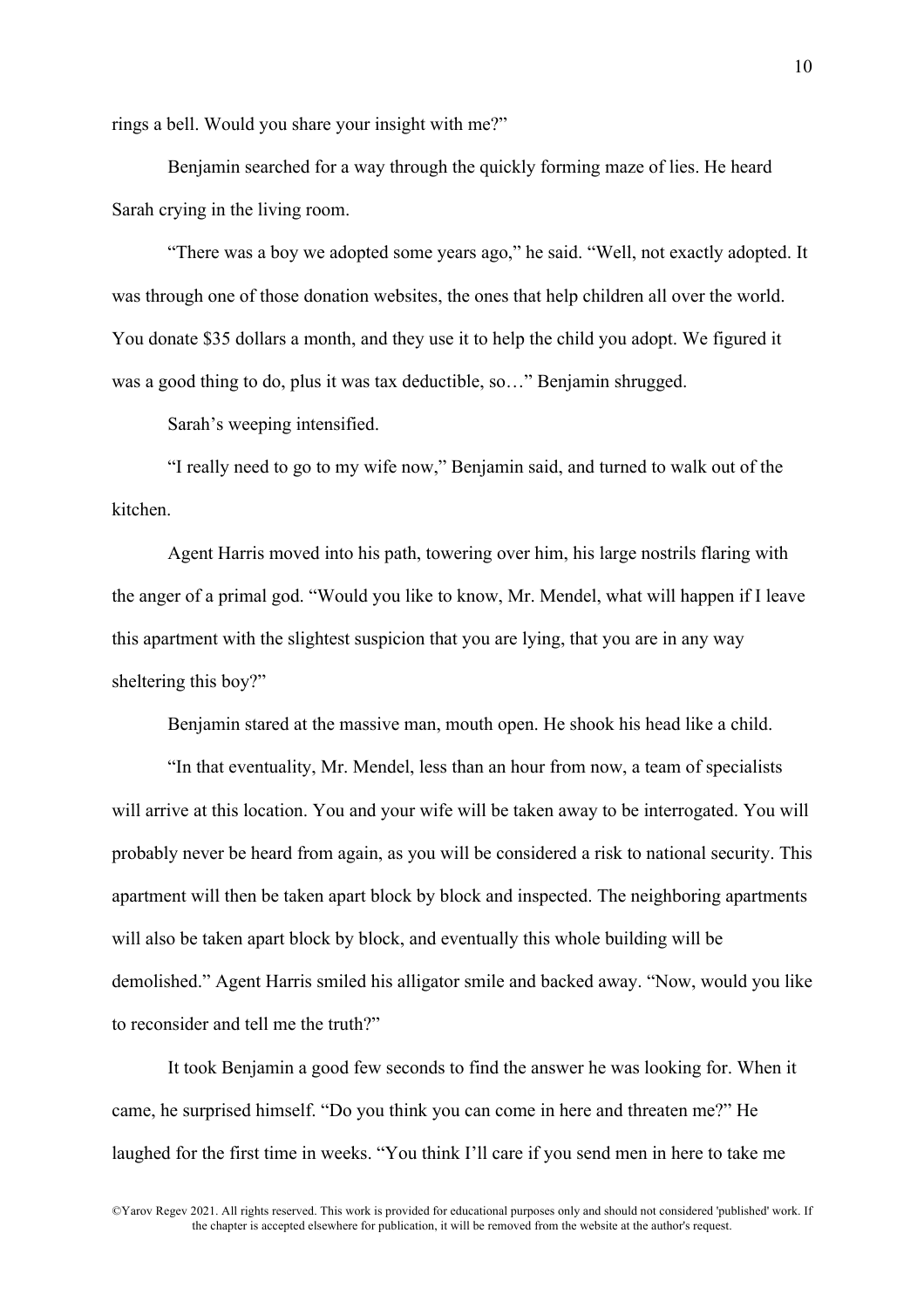rings a bell. Would you share your insight with me?"

Benjamin searched for a way through the quickly forming maze of lies. He heard Sarah crying in the living room.

"There was a boy we adopted some years ago," he said. "Well, not exactly adopted. It was through one of those donation websites, the ones that help children all over the world. You donate $35 dollars a month, and they use it to help the child you adopt. We figured it was a good thing to do, plus it was tax deductible, so…" Benjamin shrugged.

Sarah's weeping intensified.

"I really need to go to my wife now," Benjamin said, and turned to walk out of the kitchen.

Agent Harris moved into his path, towering over him, his large nostrils flaring with the anger of a primal god. "Would you like to know, Mr. Mendel, what will happen if I leave this apartment with the slightest suspicion that you are lying, that you are in any way sheltering this boy?"

Benjamin stared at the massive man, mouth open. He shook his head like a child.

"In that eventuality, Mr. Mendel, less than an hour from now, a team of specialists will arrive at this location. You and your wife will be taken away to be interrogated. You will probably never be heard from again, as you will be considered a risk to national security. This apartment will then be taken apart block by block and inspected. The neighboring apartments will also be taken apart block by block, and eventually this whole building will be demolished." Agent Harris smiled his alligator smile and backed away. "Now, would you like to reconsider and tell me the truth?"

It took Benjamin a good few seconds to find the answer he was looking for. When it came, he surprised himself. "Do you think you can come in here and threaten me?" He laughed for the first time in weeks. "You think I'll care if you send men in here to take me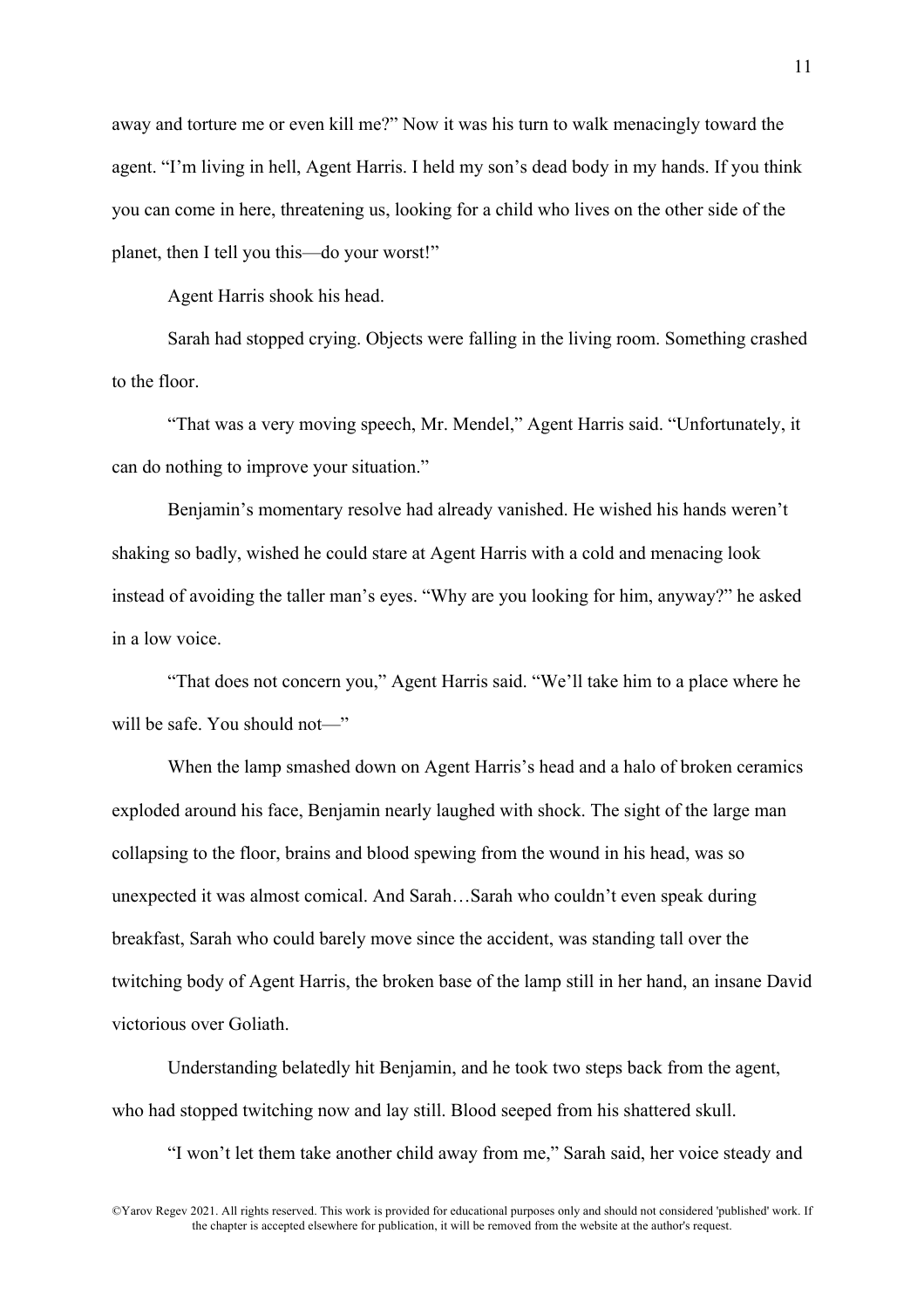away and torture me or even kill me?" Now it was his turn to walk menacingly toward the agent. "I'm living in hell, Agent Harris. I held my son's dead body in my hands. If you think you can come in here, threatening us, looking for a child who lives on the other side of the planet, then I tell you this—do your worst!"

Agent Harris shook his head.

Sarah had stopped crying. Objects were falling in the living room. Something crashed to the floor.

"That was a very moving speech, Mr. Mendel," Agent Harris said. "Unfortunately, it can do nothing to improve your situation."

Benjamin's momentary resolve had already vanished. He wished his hands weren't shaking so badly, wished he could stare at Agent Harris with a cold and menacing look instead of avoiding the taller man's eyes. "Why are you looking for him, anyway?" he asked in a low voice.

"That does not concern you," Agent Harris said. "We'll take him to a place where he will be safe. You should not—"

When the lamp smashed down on Agent Harris's head and a halo of broken ceramics exploded around his face, Benjamin nearly laughed with shock. The sight of the large man collapsing to the floor, brains and blood spewing from the wound in his head, was so unexpected it was almost comical. And Sarah…Sarah who couldn't even speak during breakfast, Sarah who could barely move since the accident, was standing tall over the twitching body of Agent Harris, the broken base of the lamp still in her hand, an insane David victorious over Goliath.

Understanding belatedly hit Benjamin, and he took two steps back from the agent, who had stopped twitching now and lay still. Blood seeped from his shattered skull.

"I won't let them take another child away from me," Sarah said, her voice steady and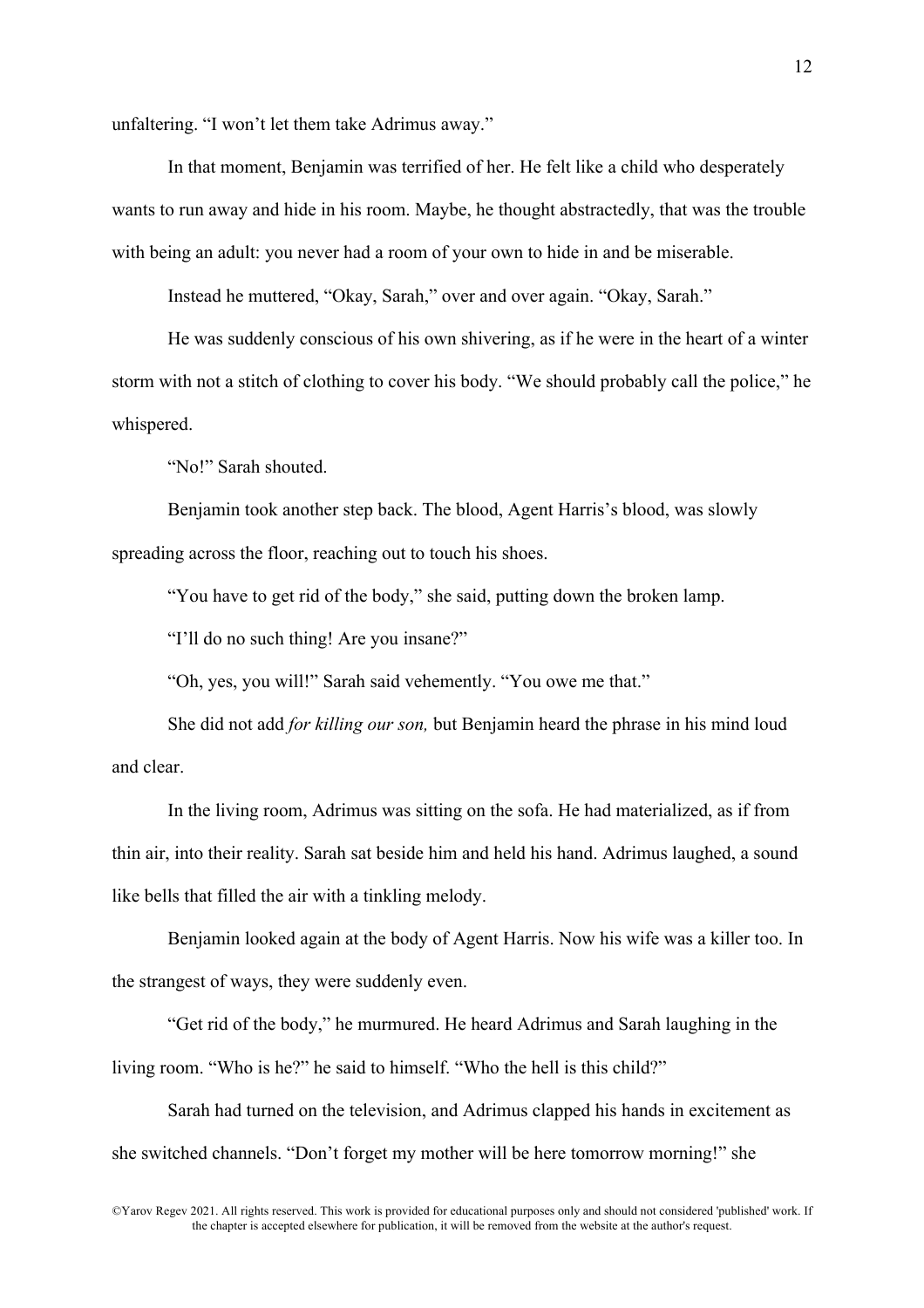unfaltering. “I won’t let them take Adrimus away.”

In that moment, Benjamin was terrified of her. He felt like a child who desperately wants to run away and hide in his room. Maybe, he thought abstractedly, that was the trouble with being an adult: you never had a room of your own to hide in and be miserable.

Instead he muttered, “Okay, Sarah,” over and over again. “Okay, Sarah.”

He was suddenly conscious of his own shivering, as if he were in the heart of a winter storm with not a stitch of clothing to cover his body. “We should probably call the police,” he whispered.

“No!” Sarah shouted.

Benjamin took another step back. The blood, Agent Harris’s blood, was slowly spreading across the floor, reaching out to touch his shoes.

“You have to get rid of the body,” she said, putting down the broken lamp.

“I’ll do no such thing! Are you insane?”

“Oh, yes, you will!” Sarah said vehemently. “You owe me that.”

She did not add *for killing our son,* but Benjamin heard the phrase in his mind loud and clear.

In the living room, Adrimus was sitting on the sofa. He had materialized, as if from thin air, into their reality. Sarah sat beside him and held his hand. Adrimus laughed, a sound like bells that filled the air with a tinkling melody.

Benjamin looked again at the body of Agent Harris. Now his wife was a killer too. In the strangest of ways, they were suddenly even.

“Get rid of the body,” he murmured. He heard Adrimus and Sarah laughing in the living room. “Who is he?” he said to himself. “Who the hell is this child?”

Sarah had turned on the television, and Adrimus clapped his hands in excitement as she switched channels. “Don’t forget my mother will be here tomorrow morning!” she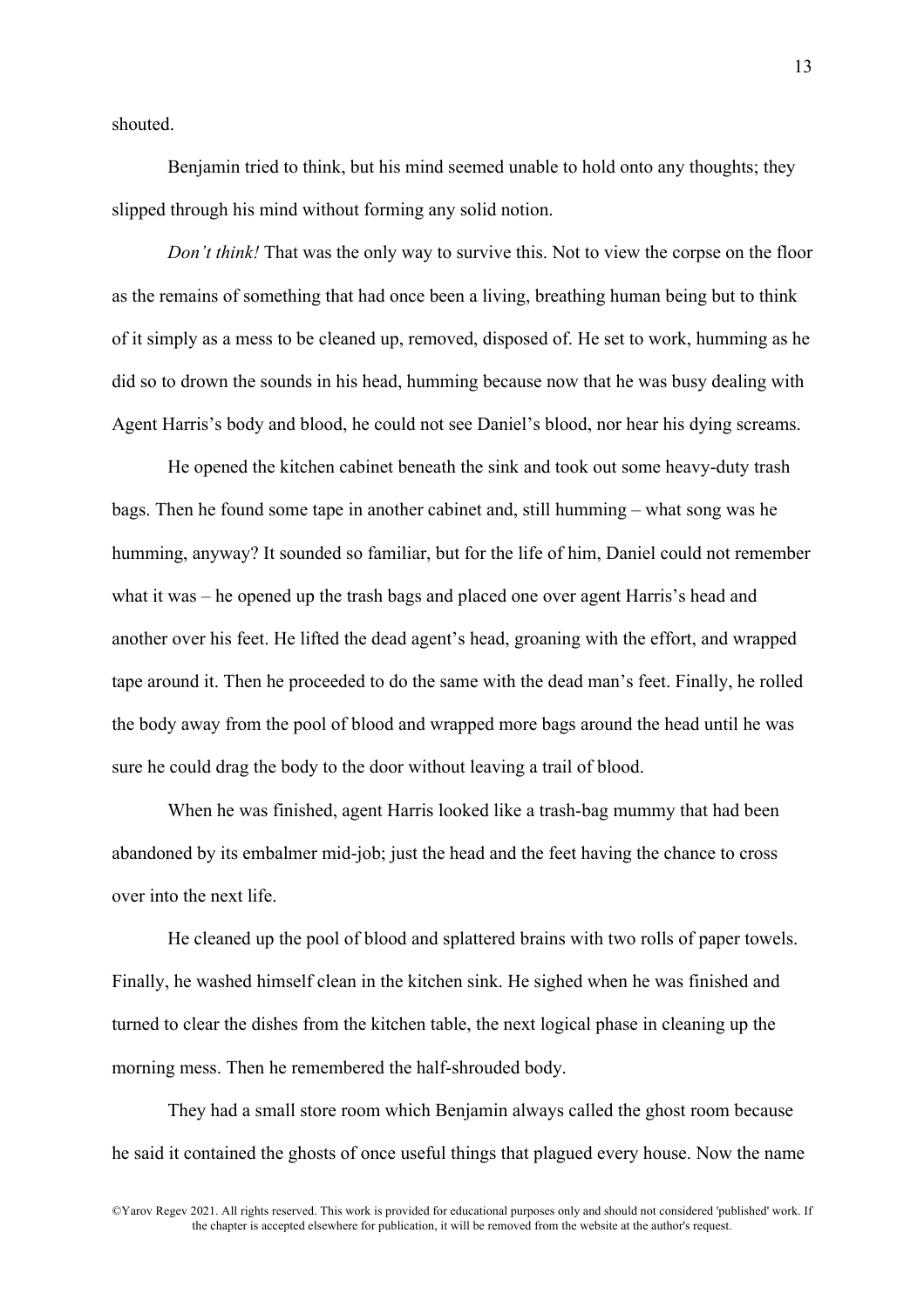shouted.

Benjamin tried to think, but his mind seemed unable to hold onto any thoughts; they slipped through his mind without forming any solid notion.

*Don't think!* That was the only way to survive this. Not to view the corpse on the floor as the remains of something that had once been a living, breathing human being but to think of it simply as a mess to be cleaned up, removed, disposed of. He set to work, humming as he did so to drown the sounds in his head, humming because now that he was busy dealing with Agent Harris's body and blood, he could not see Daniel's blood, nor hear his dying screams.

He opened the kitchen cabinet beneath the sink and took out some heavy-duty trash bags. Then he found some tape in another cabinet and, still humming – what song was he humming, anyway? It sounded so familiar, but for the life of him, Daniel could not remember what it was – he opened up the trash bags and placed one over agent Harris's head and another over his feet. He lifted the dead agent's head, groaning with the effort, and wrapped tape around it. Then he proceeded to do the same with the dead man's feet. Finally, he rolled the body away from the pool of blood and wrapped more bags around the head until he was sure he could drag the body to the door without leaving a trail of blood.

When he was finished, agent Harris looked like a trash-bag mummy that had been abandoned by its embalmer mid-job; just the head and the feet having the chance to cross over into the next life.

He cleaned up the pool of blood and splattered brains with two rolls of paper towels. Finally, he washed himself clean in the kitchen sink. He sighed when he was finished and turned to clear the dishes from the kitchen table, the next logical phase in cleaning up the morning mess. Then he remembered the half-shrouded body.

They had a small store room which Benjamin always called the ghost room because he said it contained the ghosts of once useful things that plagued every house. Now the name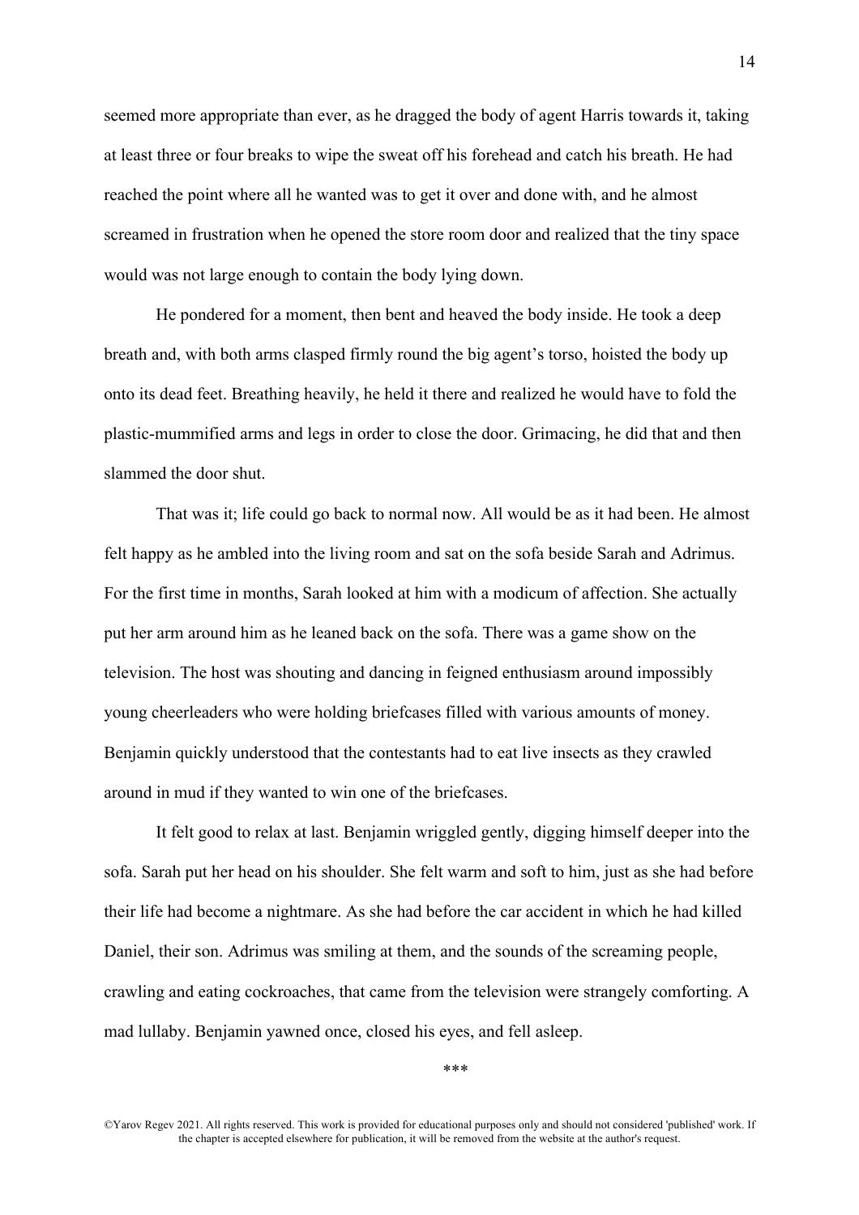seemed more appropriate than ever, as he dragged the body of agent Harris towards it, taking at least three or four breaks to wipe the sweat off his forehead and catch his breath. He had reached the point where all he wanted was to get it over and done with, and he almost screamed in frustration when he opened the store room door and realized that the tiny space would was not large enough to contain the body lying down.

He pondered for a moment, then bent and heaved the body inside. He took a deep breath and, with both arms clasped firmly round the big agent's torso, hoisted the body up onto its dead feet. Breathing heavily, he held it there and realized he would have to fold the plastic-mummified arms and legs in order to close the door. Grimacing, he did that and then slammed the door shut.

That was it; life could go back to normal now. All would be as it had been. He almost felt happy as he ambled into the living room and sat on the sofa beside Sarah and Adrimus. For the first time in months, Sarah looked at him with a modicum of affection. She actually put her arm around him as he leaned back on the sofa. There was a game show on the television. The host was shouting and dancing in feigned enthusiasm around impossibly young cheerleaders who were holding briefcases filled with various amounts of money. Benjamin quickly understood that the contestants had to eat live insects as they crawled around in mud if they wanted to win one of the briefcases.

It felt good to relax at last. Benjamin wriggled gently, digging himself deeper into the sofa. Sarah put her head on his shoulder. She felt warm and soft to him, just as she had before their life had become a nightmare. As she had before the car accident in which he had killed Daniel, their son. Adrimus was smiling at them, and the sounds of the screaming people, crawling and eating cockroaches, that came from the television were strangely comforting. A mad lullaby. Benjamin yawned once, closed his eyes, and fell asleep.

\*\*\*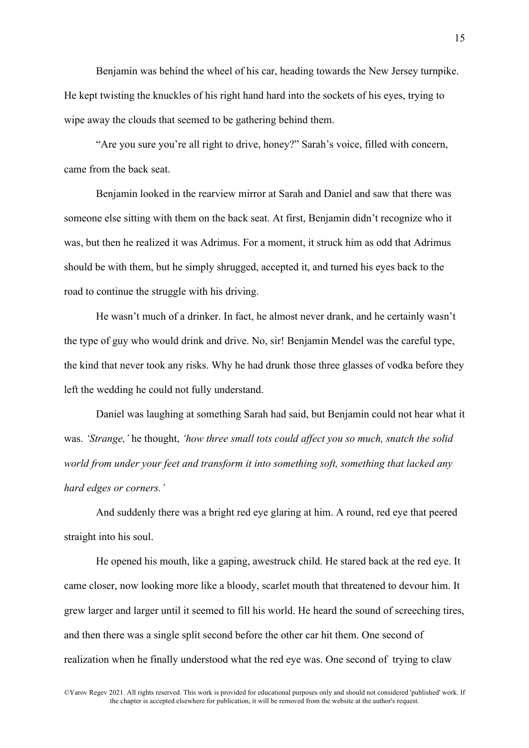Benjamin was behind the wheel of his car, heading towards the New Jersey turnpike. He kept twisting the knuckles of his right hand hard into the sockets of his eyes, trying to wipe away the clouds that seemed to be gathering behind them.

"Are you sure you're all right to drive, honey?" Sarah's voice, filled with concern, came from the back seat.

Benjamin looked in the rearview mirror at Sarah and Daniel and saw that there was someone else sitting with them on the back seat. At first, Benjamin didn't recognize who it was, but then he realized it was Adrimus. For a moment, it struck him as odd that Adrimus should be with them, but he simply shrugged, accepted it, and turned his eyes back to the road to continue the struggle with his driving.

He wasn't much of a drinker. In fact, he almost never drank, and he certainly wasn't the type of guy who would drink and drive. No, sir! Benjamin Mendel was the careful type, the kind that never took any risks. Why he had drunk those three glasses of vodka before they left the wedding he could not fully understand.

Daniel was laughing at something Sarah had said, but Benjamin could not hear what it was. *'Strange,'* he thought, *'how three small tots could affect you so much, snatch the solid world from under your feet and transform it into something soft, something that lacked any hard edges or corners.'*

And suddenly there was a bright red eye glaring at him. A round, red eye that peered straight into his soul.

He opened his mouth, like a gaping, awestruck child. He stared back at the red eye. It came closer, now looking more like a bloody, scarlet mouth that threatened to devour him. It grew larger and larger until it seemed to fill his world. He heard the sound of screeching tires, and then there was a single split second before the other car hit them. One second of realization when he finally understood what the red eye was. One second of  trying to claw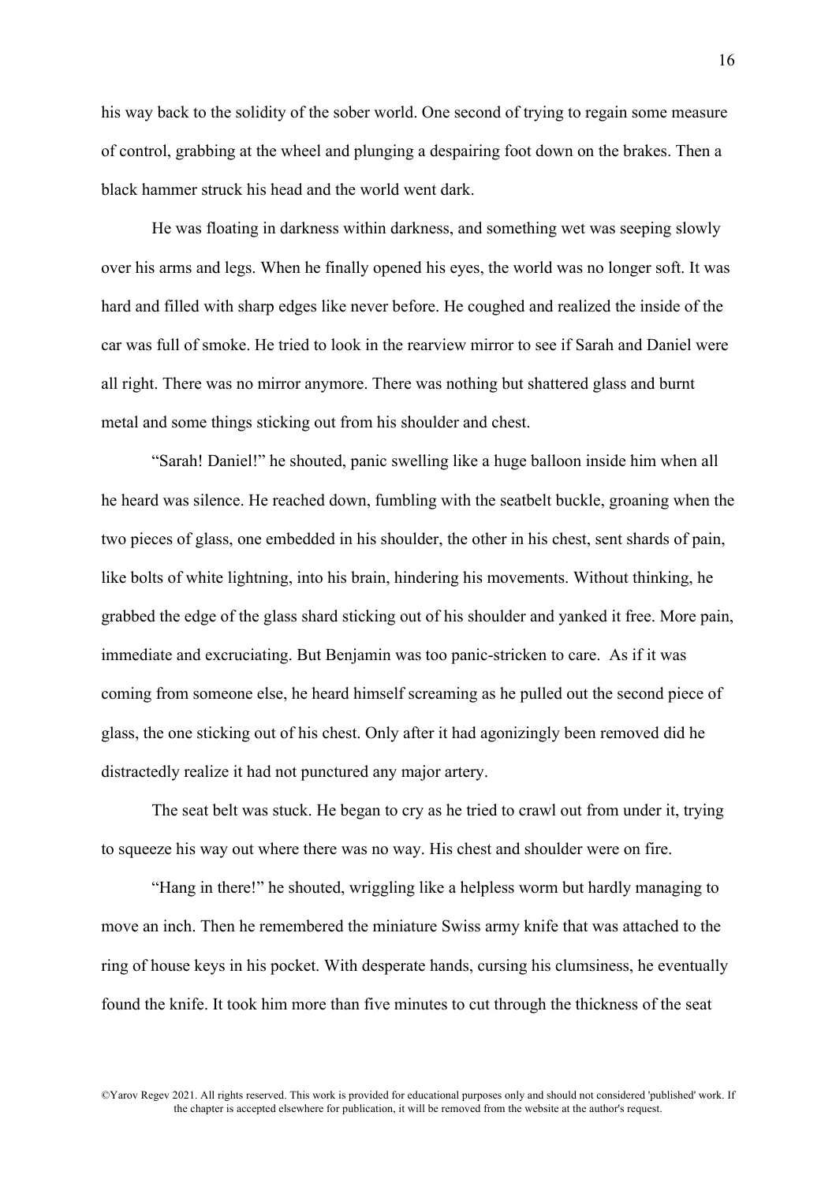his way back to the solidity of the sober world. One second of trying to regain some measure of control, grabbing at the wheel and plunging a despairing foot down on the brakes. Then a black hammer struck his head and the world went dark.

He was floating in darkness within darkness, and something wet was seeping slowly over his arms and legs. When he finally opened his eyes, the world was no longer soft. It was hard and filled with sharp edges like never before. He coughed and realized the inside of the car was full of smoke. He tried to look in the rearview mirror to see if Sarah and Daniel were all right. There was no mirror anymore. There was nothing but shattered glass and burnt metal and some things sticking out from his shoulder and chest.

"Sarah! Daniel!" he shouted, panic swelling like a huge balloon inside him when all he heard was silence. He reached down, fumbling with the seatbelt buckle, groaning when the two pieces of glass, one embedded in his shoulder, the other in his chest, sent shards of pain, like bolts of white lightning, into his brain, hindering his movements. Without thinking, he grabbed the edge of the glass shard sticking out of his shoulder and yanked it free. More pain, immediate and excruciating. But Benjamin was too panic-stricken to care. As if it was coming from someone else, he heard himself screaming as he pulled out the second piece of glass, the one sticking out of his chest. Only after it had agonizingly been removed did he distractedly realize it had not punctured any major artery.

The seat belt was stuck. He began to cry as he tried to crawl out from under it, trying to squeeze his way out where there was no way. His chest and shoulder were on fire.

"Hang in there!" he shouted, wriggling like a helpless worm but hardly managing to move an inch. Then he remembered the miniature Swiss army knife that was attached to the ring of house keys in his pocket. With desperate hands, cursing his clumsiness, he eventually found the knife. It took him more than five minutes to cut through the thickness of the seat

©Yarov Regev 2021. All rights reserved. This work is provided for educational purposes only and should not considered 'published' work. If the chapter is accepted elsewhere for publication, it will be removed from the website at the author's request.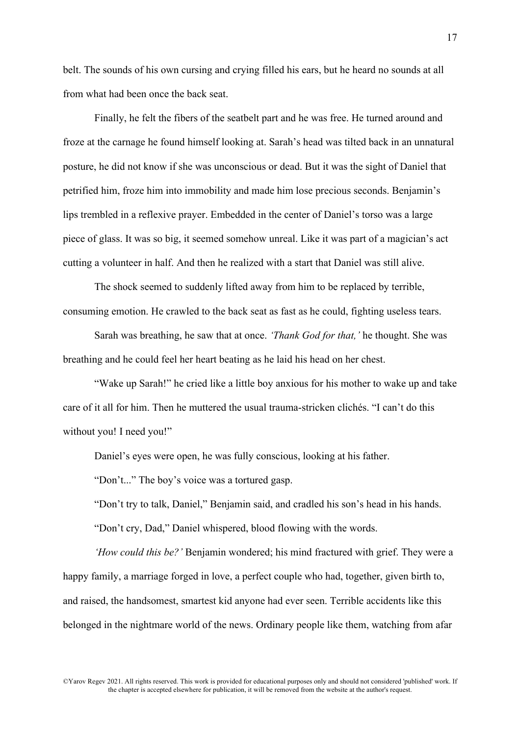belt. The sounds of his own cursing and crying filled his ears, but he heard no sounds at all from what had been once the back seat.

Finally, he felt the fibers of the seatbelt part and he was free. He turned around and froze at the carnage he found himself looking at. Sarah's head was tilted back in an unnatural posture, he did not know if she was unconscious or dead. But it was the sight of Daniel that petrified him, froze him into immobility and made him lose precious seconds. Benjamin's lips trembled in a reflexive prayer. Embedded in the center of Daniel's torso was a large piece of glass. It was so big, it seemed somehow unreal. Like it was part of a magician's act cutting a volunteer in half. And then he realized with a start that Daniel was still alive.

The shock seemed to suddenly lifted away from him to be replaced by terrible, consuming emotion. He crawled to the back seat as fast as he could, fighting useless tears.

Sarah was breathing, he saw that at once. *'Thank God for that,'* he thought. She was breathing and he could feel her heart beating as he laid his head on her chest.

"Wake up Sarah!" he cried like a little boy anxious for his mother to wake up and take care of it all for him. Then he muttered the usual trauma-stricken clichés. "I can't do this without you! I need you!"

Daniel's eyes were open, he was fully conscious, looking at his father.

"Don't..." The boy's voice was a tortured gasp.

"Don't try to talk, Daniel," Benjamin said, and cradled his son's head in his hands.

"Don't cry, Dad," Daniel whispered, blood flowing with the words.

*'How could this be?'* Benjamin wondered; his mind fractured with grief. They were a happy family, a marriage forged in love, a perfect couple who had, together, given birth to, and raised, the handsomest, smartest kid anyone had ever seen. Terrible accidents like this belonged in the nightmare world of the news. Ordinary people like them, watching from afar

©Yarov Regev 2021. All rights reserved. This work is provided for educational purposes only and should not considered 'published' work. If the chapter is accepted elsewhere for publication, it will be removed from the website at the author's request.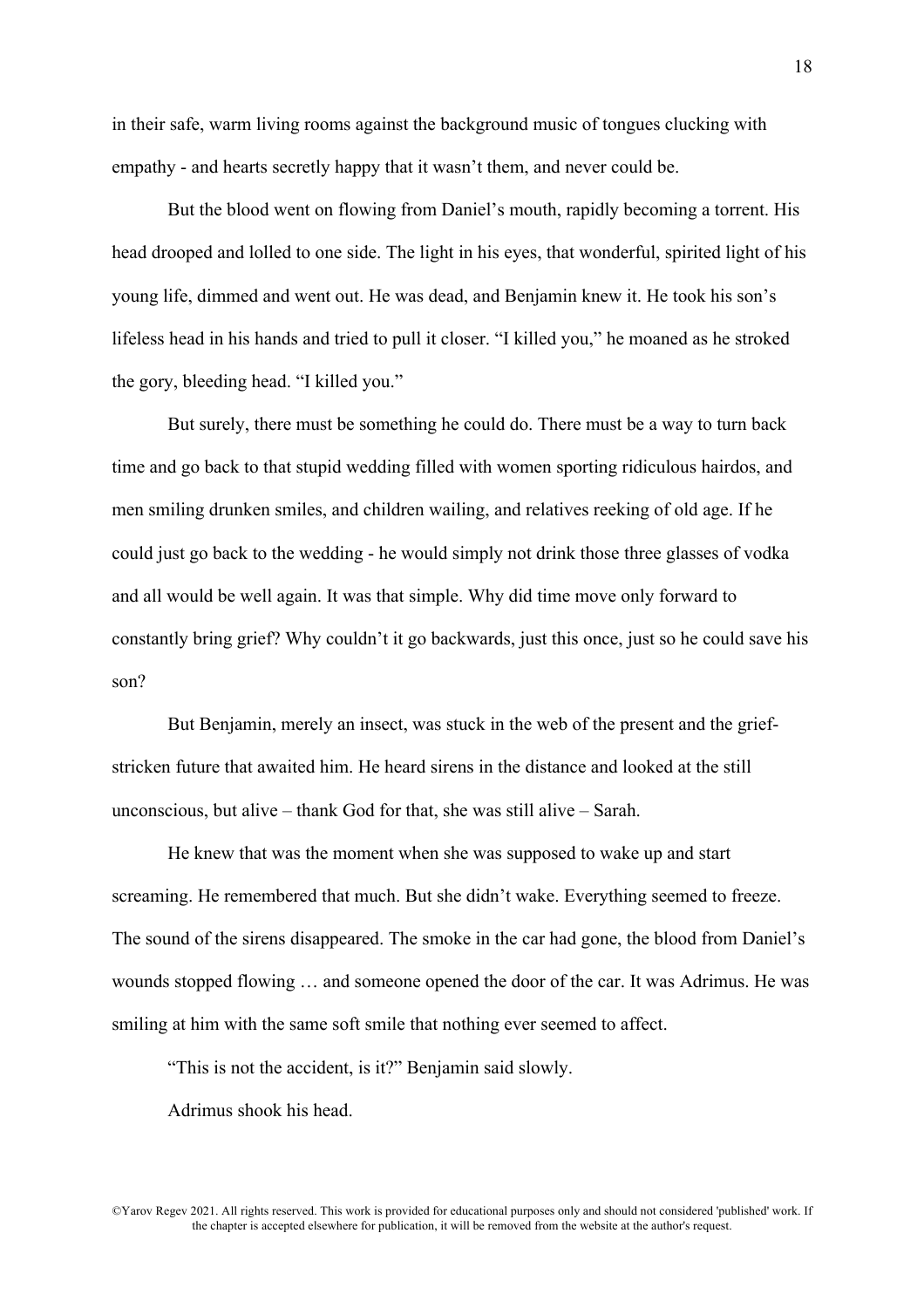in their safe, warm living rooms against the background music of tongues clucking with empathy - and hearts secretly happy that it wasn't them, and never could be.

But the blood went on flowing from Daniel's mouth, rapidly becoming a torrent. His head drooped and lolled to one side. The light in his eyes, that wonderful, spirited light of his young life, dimmed and went out. He was dead, and Benjamin knew it. He took his son's lifeless head in his hands and tried to pull it closer. "I killed you," he moaned as he stroked the gory, bleeding head. "I killed you."

But surely, there must be something he could do. There must be a way to turn back time and go back to that stupid wedding filled with women sporting ridiculous hairdos, and men smiling drunken smiles, and children wailing, and relatives reeking of old age. If he could just go back to the wedding - he would simply not drink those three glasses of vodka and all would be well again. It was that simple. Why did time move only forward to constantly bring grief? Why couldn't it go backwards, just this once, just so he could save his son?

But Benjamin, merely an insect, was stuck in the web of the present and the grief-stricken future that awaited him. He heard sirens in the distance and looked at the still unconscious, but alive – thank God for that, she was still alive – Sarah.

He knew that was the moment when she was supposed to wake up and start screaming. He remembered that much. But she didn't wake. Everything seemed to freeze. The sound of the sirens disappeared. The smoke in the car had gone, the blood from Daniel's wounds stopped flowing … and someone opened the door of the car. It was Adrimus. He was smiling at him with the same soft smile that nothing ever seemed to affect.

"This is not the accident, is it?" Benjamin said slowly.

Adrimus shook his head.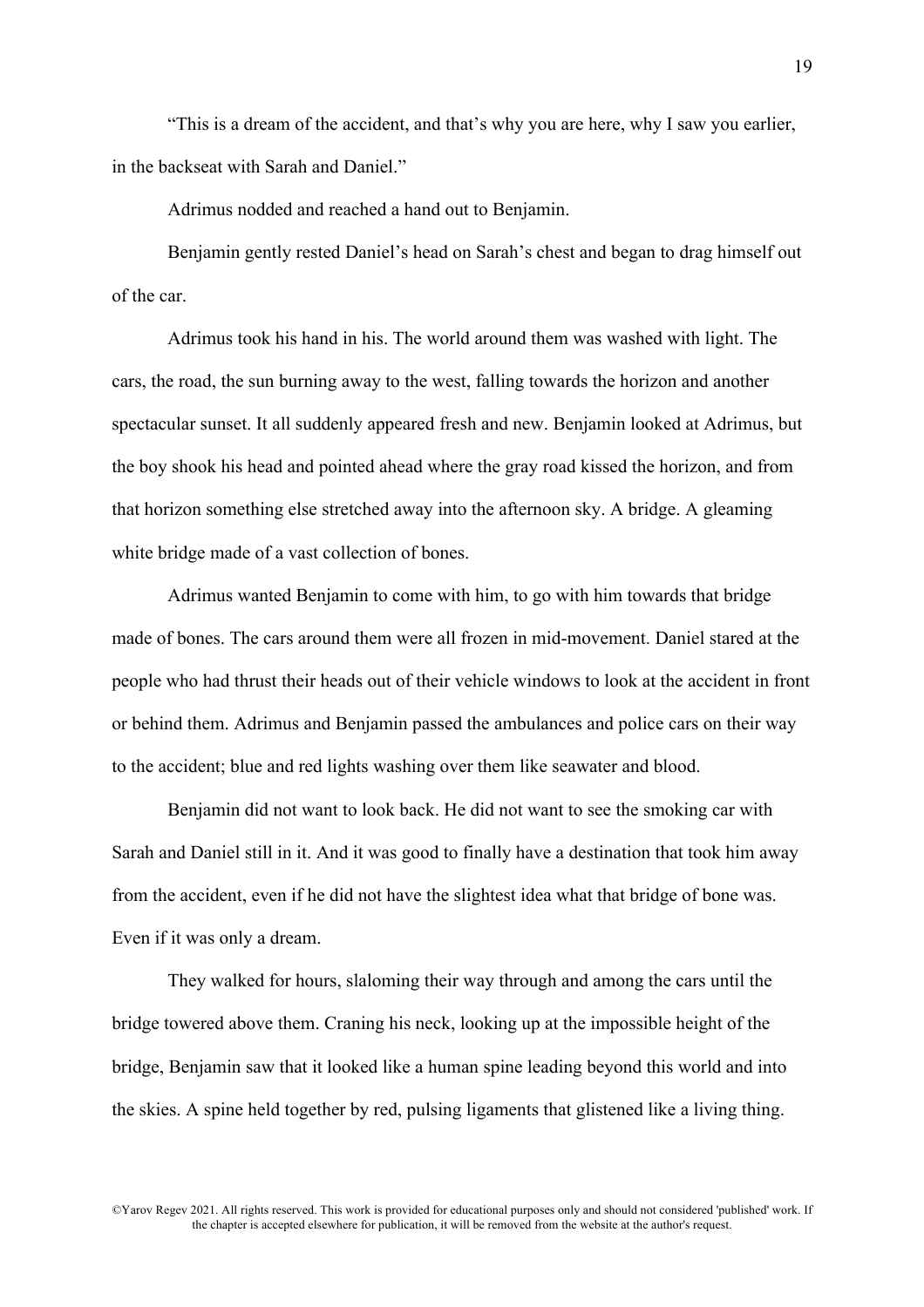"This is a dream of the accident, and that's why you are here, why I saw you earlier, in the backseat with Sarah and Daniel."

Adrimus nodded and reached a hand out to Benjamin.

Benjamin gently rested Daniel's head on Sarah's chest and began to drag himself out of the car.

Adrimus took his hand in his. The world around them was washed with light. The cars, the road, the sun burning away to the west, falling towards the horizon and another spectacular sunset. It all suddenly appeared fresh and new. Benjamin looked at Adrimus, but the boy shook his head and pointed ahead where the gray road kissed the horizon, and from that horizon something else stretched away into the afternoon sky. A bridge. A gleaming white bridge made of a vast collection of bones.

Adrimus wanted Benjamin to come with him, to go with him towards that bridge made of bones. The cars around them were all frozen in mid-movement. Daniel stared at the people who had thrust their heads out of their vehicle windows to look at the accident in front or behind them. Adrimus and Benjamin passed the ambulances and police cars on their way to the accident; blue and red lights washing over them like seawater and blood.

Benjamin did not want to look back. He did not want to see the smoking car with Sarah and Daniel still in it. And it was good to finally have a destination that took him away from the accident, even if he did not have the slightest idea what that bridge of bone was. Even if it was only a dream.

They walked for hours, slaloming their way through and among the cars until the bridge towered above them. Craning his neck, looking up at the impossible height of the bridge, Benjamin saw that it looked like a human spine leading beyond this world and into the skies. A spine held together by red, pulsing ligaments that glistened like a living thing.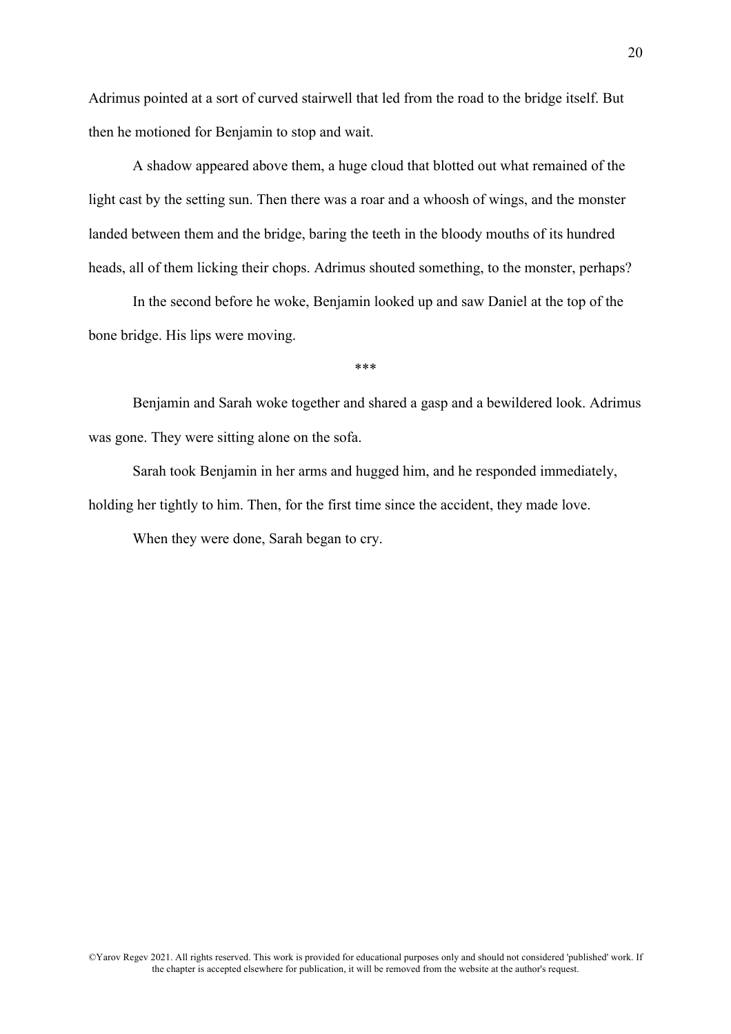Adrimus pointed at a sort of curved stairwell that led from the road to the bridge itself. But then he motioned for Benjamin to stop and wait.

A shadow appeared above them, a huge cloud that blotted out what remained of the light cast by the setting sun. Then there was a roar and a whoosh of wings, and the monster landed between them and the bridge, baring the teeth in the bloody mouths of its hundred heads, all of them licking their chops. Adrimus shouted something, to the monster, perhaps?

In the second before he woke, Benjamin looked up and saw Daniel at the top of the bone bridge. His lips were moving.

***

Benjamin and Sarah woke together and shared a gasp and a bewildered look. Adrimus was gone. They were sitting alone on the sofa.

Sarah took Benjamin in her arms and hugged him, and he responded immediately, holding her tightly to him. Then, for the first time since the accident, they made love.

When they were done, Sarah began to cry.

©Yarov Regev 2021. All rights reserved. This work is provided for educational purposes only and should not considered 'published' work. If the chapter is accepted elsewhere for publication, it will be removed from the website at the author's request.